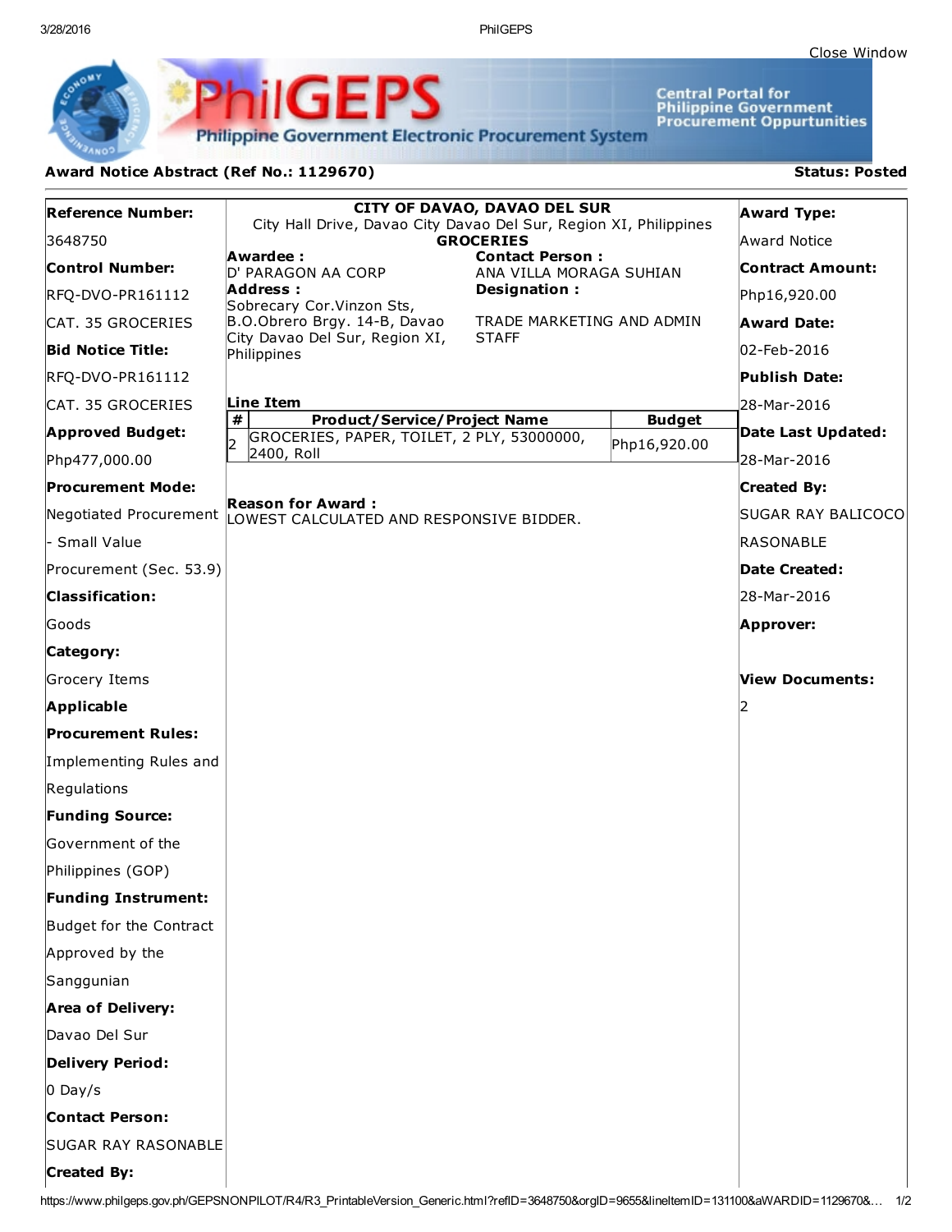Close Window

PhilGEPS
Philippine Government Electronic Procurement System
Central Portal for Philippine Government Procurement Oppurtunities

**Award Notice Abstract (Ref No.: 1129670)**

**Status: Posted**

**Reference Number:**
3648750

**Control Number:**
RFQ-DVO-PR161112 CAT. 35 GROCERIES

**Bid Notice Title:**
RFQ-DVO-PR161112 CAT. 35 GROCERIES

**Approved Budget:**
Php477,000.00

**Procurement Mode:**
Negotiated Procurement - Small Value Procurement (Sec. 53.9)

**Classification:**
Goods

**Category:**
Grocery Items

**Applicable Procurement Rules:**
Implementing Rules and Regulations

**Funding Source:**
Government of the Philippines (GOP)

**Funding Instrument:**
Budget for the Contract Approved by the Sanggunian

**Area of Delivery:**
Davao Del Sur

**Delivery Period:**
0 Day/s

**Contact Person:**
SUGAR RAY RASONABLE

**Created By:**

---

**CITY OF DAVAO, DAVAO DEL SUR**
City Hall Drive, Davao City Davao Del Sur, Region XI, Philippines
**GROCERIES**

**Awardee :**
D' PARAGON AA CORP

**Address :**
Sobrecary Cor.Vinzon Sts, B.O.Obrero Brgy. 14-B, Davao City Davao Del Sur, Region XI, Philippines

**Contact Person :**
ANA VILLA MORAGA SUHIAN

**Designation :**
TRADE MARKETING AND ADMIN STAFF

**Line Item**

| # | Product/Service/Project Name | Budget |
|---|---|---|
| 2 | GROCERIES, PAPER, TOILET, 2 PLY, 53000000, 2400, Roll | Php16,920.00 |

**Reason for Award :**
LOWEST CALCULATED AND RESPONSIVE BIDDER.

---

**Award Type:**
Award Notice

**Contract Amount:**
Php16,920.00

**Award Date:**
02-Feb-2016

**Publish Date:**
28-Mar-2016

**Date Last Updated:**
28-Mar-2016

**Created By:**
SUGAR RAY BALICOCO RASONABLE

**Date Created:**
28-Mar-2016

**Approver:**

**View Documents:**
2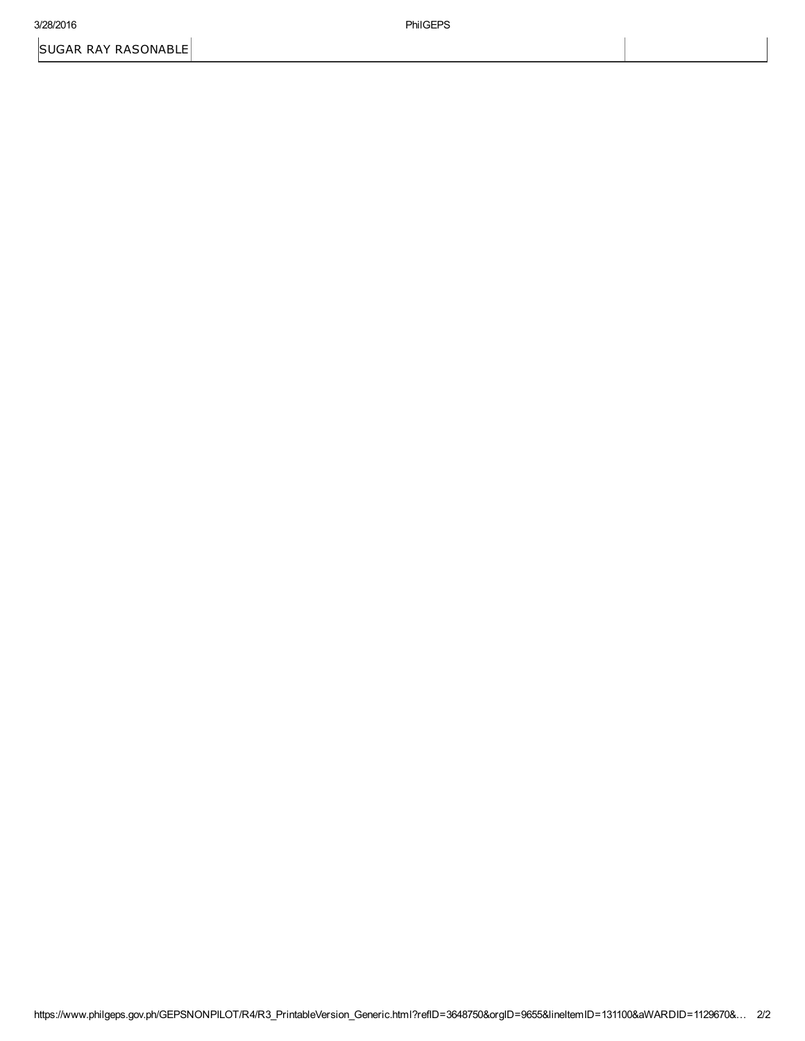| | | |
|---|---|---|
| SUGAR RAY RASONABLE | | |